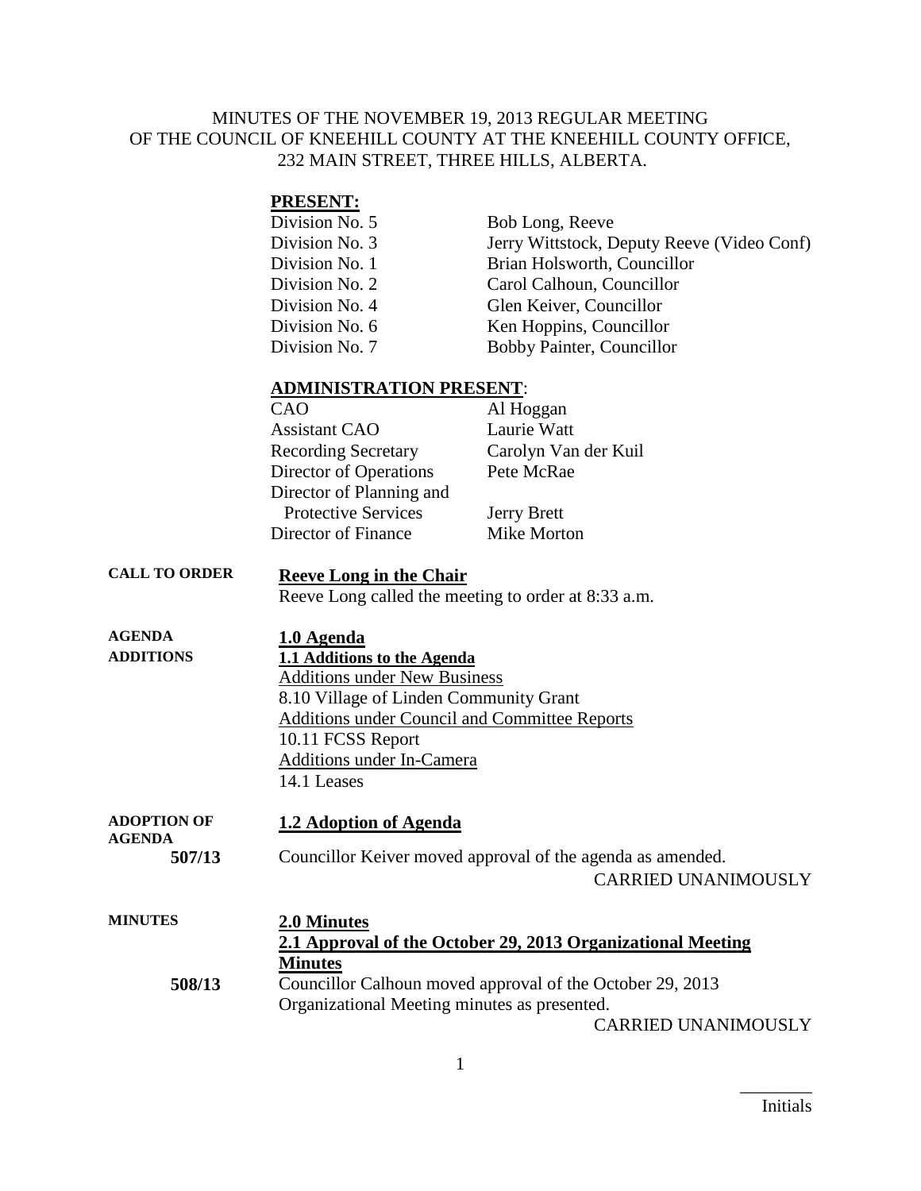MINUTES OF THE NOVEMBER 19, 2013 REGULAR MEETING OF THE COUNCIL OF KNEEHILL COUNTY AT THE KNEEHILL COUNTY OFFICE, 232 MAIN STREET, THREE HILLS, ALBERTA.

**PRESENT:**

| | |
|---|---|
| Division No. 5 | Bob Long, Reeve |
| Division No. 3 | Jerry Wittstock, Deputy Reeve (Video Conf) |
| Division No. 1 | Brian Holsworth, Councillor |
| Division No. 2 | Carol Calhoun, Councillor |
| Division No. 4 | Glen Keiver, Councillor |
| Division No. 6 | Ken Hoppins, Councillor |
| Division No. 7 | Bobby Painter, Councillor |

**ADMINISTRATION PRESENT**:

| | |
|---|---|
| CAO | Al Hoggan |
| Assistant CAO | Laurie Watt |
| Recording Secretary | Carolyn Van der Kuil |
| Director of Operations | Pete McRae |
| Director of Planning and Protective Services | Jerry Brett |
| Director of Finance | Mike Morton |

**CALL TO ORDER**

**Reeve Long in the Chair**

Reeve Long called the meeting to order at 8:33 a.m.

**AGENDA ADDITIONS**

**1.0 Agenda**

**1.1 Additions to the Agenda**

Additions under New Business

8.10 Village of Linden Community Grant

Additions under Council and Committee Reports

10.11 FCSS Report

Additions under In-Camera

14.1 Leases

**ADOPTION OF AGENDA**

**1.2 Adoption of Agenda**

**507/13**

Councillor Keiver moved approval of the agenda as amended.

CARRIED UNANIMOUSLY

**MINUTES**

**2.0 Minutes**

**2.1 Approval of the October 29, 2013 Organizational Meeting Minutes**

**508/13**

Councillor Calhoun moved approval of the October 29, 2013 Organizational Meeting minutes as presented.

CARRIED UNANIMOUSLY

________
Initials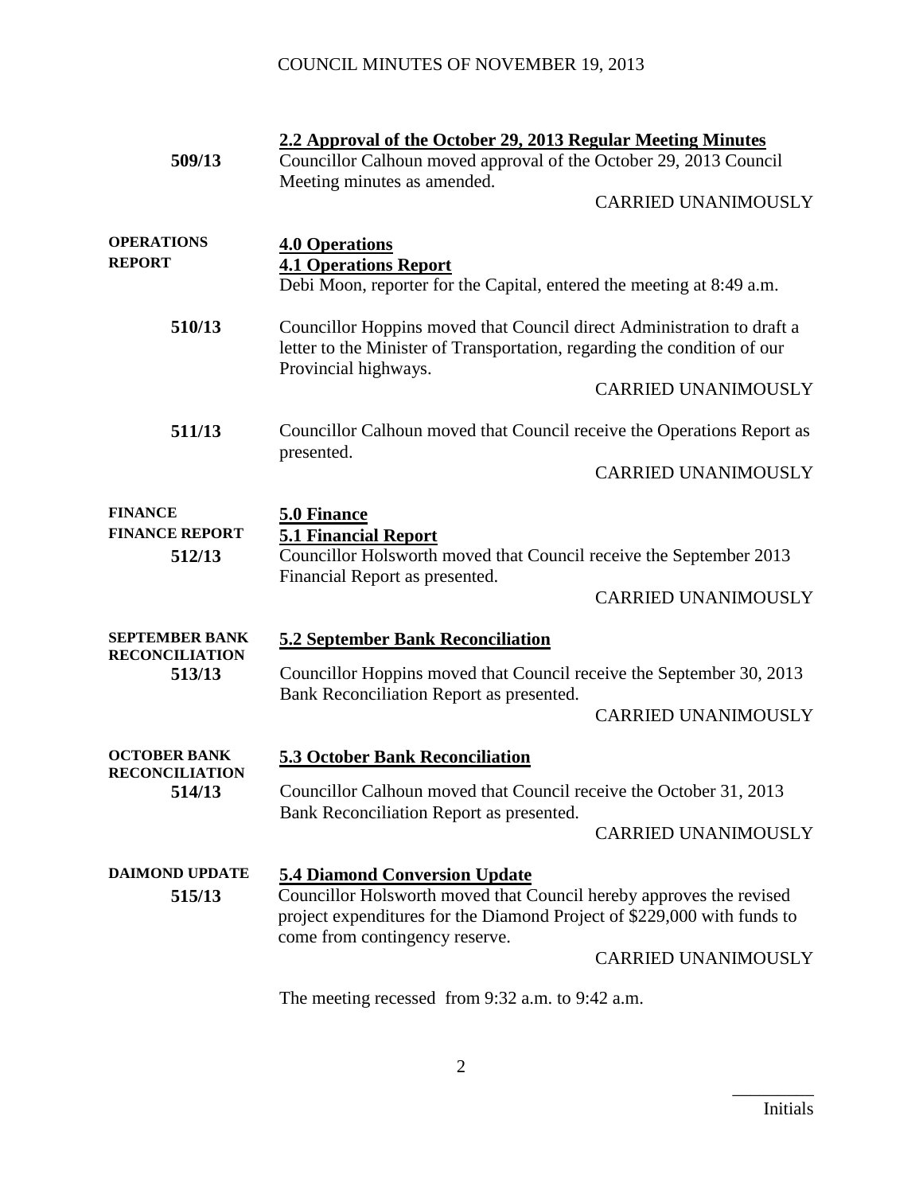**2.2 Approval of the October 29, 2013 Regular Meeting Minutes**

**509/13**

Councillor Calhoun moved approval of the October 29, 2013 Council Meeting minutes as amended.

CARRIED UNANIMOUSLY

**OPERATIONS REPORT**

**4.0 Operations**

**4.1 Operations Report**

Debi Moon, reporter for the Capital, entered the meeting at 8:49 a.m.

**510/13**

Councillor Hoppins moved that Council direct Administration to draft a letter to the Minister of Transportation, regarding the condition of our Provincial highways.

CARRIED UNANIMOUSLY

**511/13**

Councillor Calhoun moved that Council receive the Operations Report as presented.

CARRIED UNANIMOUSLY

**FINANCE**

**FINANCE REPORT**

**5.0 Finance**

**5.1 Financial Report**

**512/13**

Councillor Holsworth moved that Council receive the September 2013 Financial Report as presented.

CARRIED UNANIMOUSLY

**SEPTEMBER BANK RECONCILIATION**

**5.2 September Bank Reconciliation**

**513/13**

Councillor Hoppins moved that Council receive the September 30, 2013 Bank Reconciliation Report as presented.

CARRIED UNANIMOUSLY

**OCTOBER BANK RECONCILIATION**

**5.3 October Bank Reconciliation**

**514/13**

Councillor Calhoun moved that Council receive the October 31, 2013 Bank Reconciliation Report as presented.

CARRIED UNANIMOUSLY

**DAIMOND UPDATE**

**5.4 Diamond Conversion Update**

**515/13**

Councillor Holsworth moved that Council hereby approves the revised project expenditures for the Diamond Project of $229,000 with funds to come from contingency reserve.

CARRIED UNANIMOUSLY

The meeting recessed from 9:32 a.m. to 9:42 a.m.

_________ Initials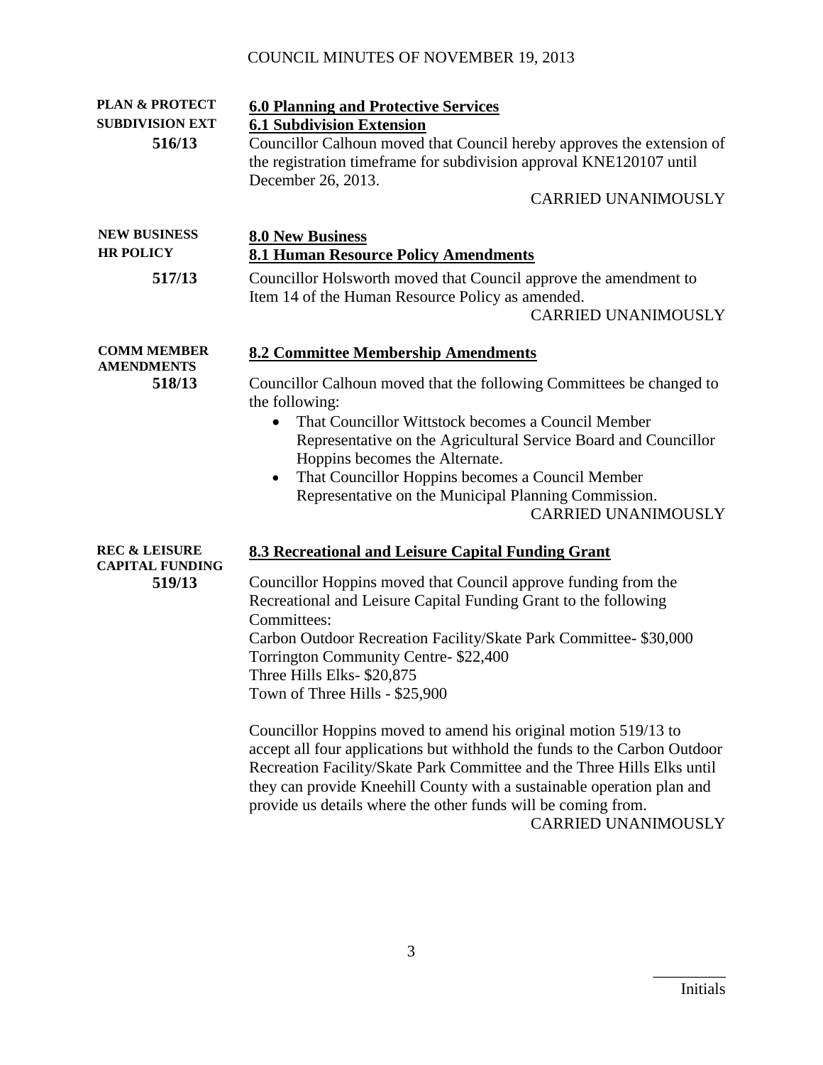**PLAN & PROTECT**
**SUBDIVISION EXT**
**516/13**

**6.0 Planning and Protective Services**

**6.1 Subdivision Extension**

Councillor Calhoun moved that Council hereby approves the extension of the registration timeframe for subdivision approval KNE120107 until December 26, 2013.

CARRIED UNANIMOUSLY

**NEW BUSINESS**
**HR POLICY**
**517/13**

**8.0 New Business**

**8.1 Human Resource Policy Amendments**

Councillor Holsworth moved that Council approve the amendment to Item 14 of the Human Resource Policy as amended.

CARRIED UNANIMOUSLY

**COMM MEMBER AMENDMENTS**
**518/13**

**8.2 Committee Membership Amendments**

Councillor Calhoun moved that the following Committees be changed to the following:

- That Councillor Wittstock becomes a Council Member Representative on the Agricultural Service Board and Councillor Hoppins becomes the Alternate.
- That Councillor Hoppins becomes a Council Member Representative on the Municipal Planning Commission.

CARRIED UNANIMOUSLY

**REC & LEISURE CAPITAL FUNDING**
**519/13**

**8.3 Recreational and Leisure Capital Funding Grant**

Councillor Hoppins moved that Council approve funding from the Recreational and Leisure Capital Funding Grant to the following Committees:
Carbon Outdoor Recreation Facility/Skate Park Committee- $30,000
Torrington Community Centre- $22,400
Three Hills Elks- $20,875
Town of Three Hills - $25,900

Councillor Hoppins moved to amend his original motion 519/13 to accept all four applications but withhold the funds to the Carbon Outdoor Recreation Facility/Skate Park Committee and the Three Hills Elks until they can provide Kneehill County with a sustainable operation plan and provide us details where the other funds will be coming from.

CARRIED UNANIMOUSLY

_________
Initials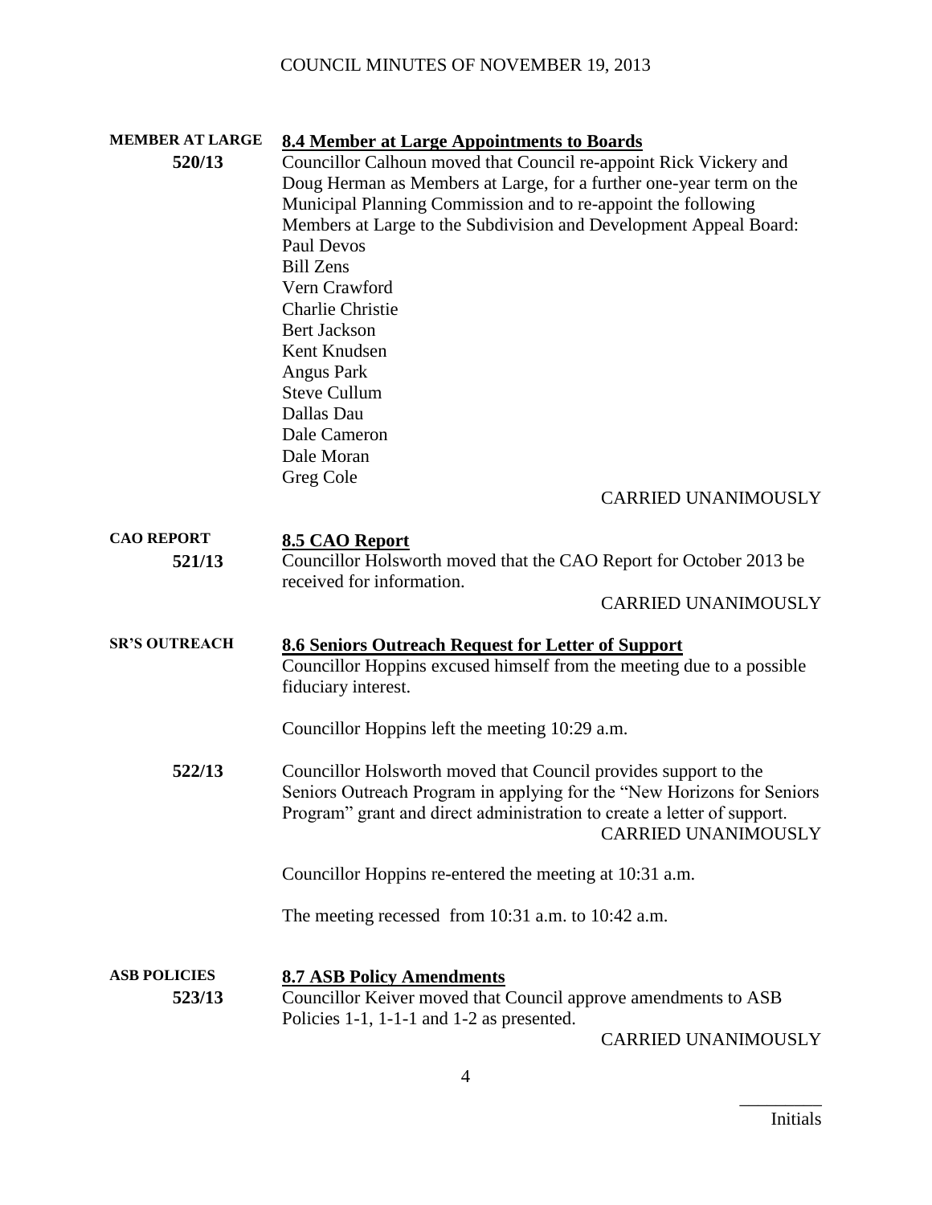**MEMBER AT LARGE**
**520/13**

**8.4 Member at Large Appointments to Boards**

Councillor Calhoun moved that Council re-appoint Rick Vickery and Doug Herman as Members at Large, for a further one-year term on the Municipal Planning Commission and to re-appoint the following Members at Large to the Subdivision and Development Appeal Board:

Paul Devos
Bill Zens
Vern Crawford
Charlie Christie
Bert Jackson
Kent Knudsen
Angus Park
Steve Cullum
Dallas Dau
Dale Cameron
Dale Moran
Greg Cole

CARRIED UNANIMOUSLY

**CAO REPORT**
**521/13**

**8.5 CAO Report**

Councillor Holsworth moved that the CAO Report for October 2013 be received for information.

CARRIED UNANIMOUSLY

**SR'S OUTREACH**

**8.6 Seniors Outreach Request for Letter of Support**

Councillor Hoppins excused himself from the meeting due to a possible fiduciary interest.

Councillor Hoppins left the meeting 10:29 a.m.

**522/13**

Councillor Holsworth moved that Council provides support to the Seniors Outreach Program in applying for the "New Horizons for Seniors Program" grant and direct administration to create a letter of support.

CARRIED UNANIMOUSLY

Councillor Hoppins re-entered the meeting at 10:31 a.m.

The meeting recessed from 10:31 a.m. to 10:42 a.m.

**ASB POLICIES**
**523/13**

**8.7 ASB Policy Amendments**

Councillor Keiver moved that Council approve amendments to ASB Policies 1-1, 1-1-1 and 1-2 as presented.

CARRIED UNANIMOUSLY

_________
Initials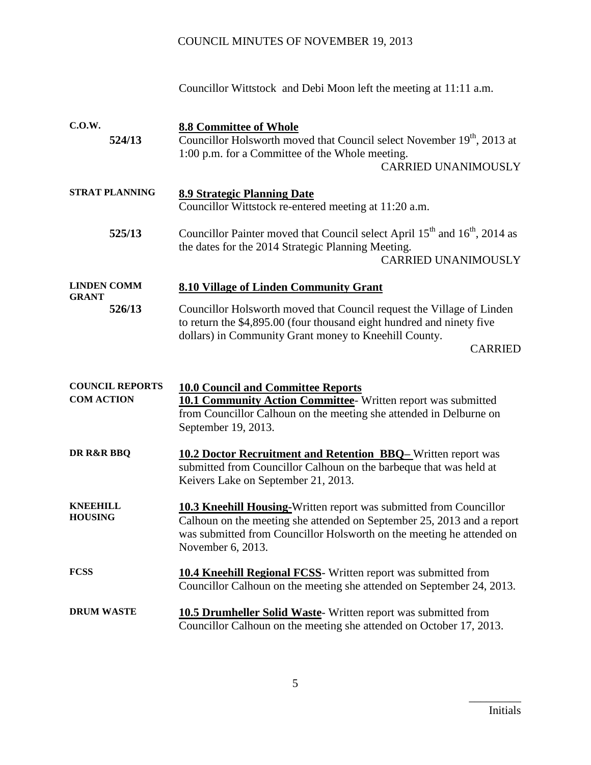Councillor Wittstock and Debi Moon left the meeting at 11:11 a.m.

**C.O.W.**

**524/13**

**8.8 Committee of Whole**

Councillor Holsworth moved that Council select November 19th, 2013 at 1:00 p.m. for a Committee of the Whole meeting.

CARRIED UNANIMOUSLY

**STRAT PLANNING**

**8.9 Strategic Planning Date**

Councillor Wittstock re-entered meeting at 11:20 a.m.

**525/13**

Councillor Painter moved that Council select April 15th and 16th, 2014 as the dates for the 2014 Strategic Planning Meeting.

CARRIED UNANIMOUSLY

**LINDEN COMM GRANT**

**526/13**

**8.10 Village of Linden Community Grant**

Councillor Holsworth moved that Council request the Village of Linden to return the $4,895.00 (four thousand eight hundred and ninety five dollars) in Community Grant money to Kneehill County.

CARRIED

**COUNCIL REPORTS**

**10.0 Council and Committee Reports**

**COM ACTION**

**10.1 Community Action Committee**- Written report was submitted from Councillor Calhoun on the meeting she attended in Delburne on September 19, 2013.

**DR R&R BBQ**

**10.2 Doctor Recruitment and Retention BBQ–** Written report was submitted from Councillor Calhoun on the barbeque that was held at Keivers Lake on September 21, 2013.

**KNEEHILL HOUSING**

**10.3 Kneehill Housing**-Written report was submitted from Councillor Calhoun on the meeting she attended on September 25, 2013 and a report was submitted from Councillor Holsworth on the meeting he attended on November 6, 2013.

**FCSS**

**10.4 Kneehill Regional FCSS**- Written report was submitted from Councillor Calhoun on the meeting she attended on September 24, 2013.

**DRUM WASTE**

**10.5 Drumheller Solid Waste**- Written report was submitted from Councillor Calhoun on the meeting she attended on October 17, 2013.

_________

Initials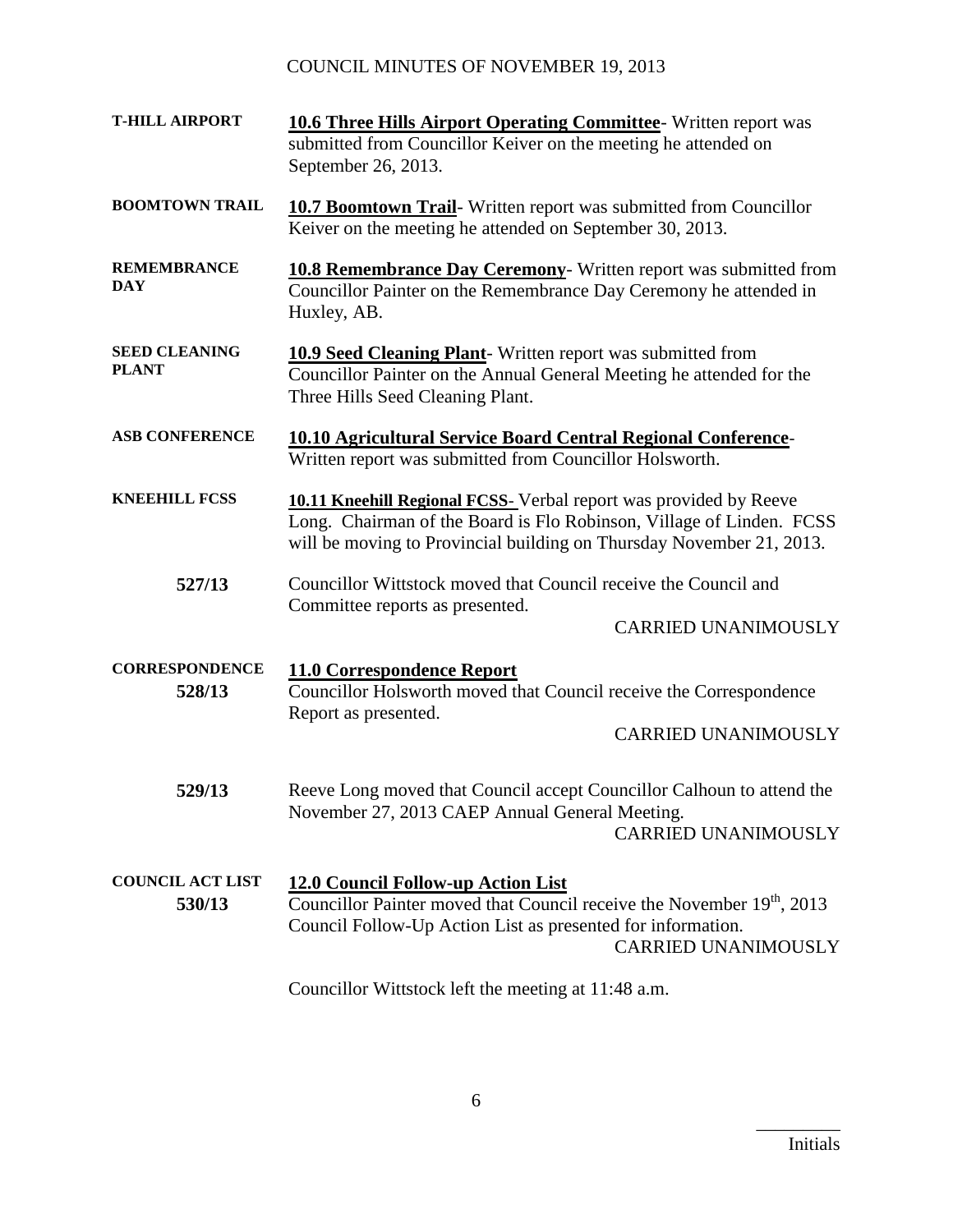**T-HILL AIRPORT**

**10.6 Three Hills Airport Operating Committee**- Written report was submitted from Councillor Keiver on the meeting he attended on September 26, 2013.

**BOOMTOWN TRAIL**

**10.7 Boomtown Trail**- Written report was submitted from Councillor Keiver on the meeting he attended on September 30, 2013.

**REMEMBRANCE DAY**

**10.8 Remembrance Day Ceremony**- Written report was submitted from Councillor Painter on the Remembrance Day Ceremony he attended in Huxley, AB.

**SEED CLEANING PLANT**

**10.9 Seed Cleaning Plant**- Written report was submitted from Councillor Painter on the Annual General Meeting he attended for the Three Hills Seed Cleaning Plant.

**ASB CONFERENCE**

**10.10 Agricultural Service Board Central Regional Conference**- Written report was submitted from Councillor Holsworth.

**KNEEHILL FCSS**

**10.11 Kneehill Regional FCSS**- Verbal report was provided by Reeve Long. Chairman of the Board is Flo Robinson, Village of Linden. FCSS will be moving to Provincial building on Thursday November 21, 2013.

**527/13**

Councillor Wittstock moved that Council receive the Council and Committee reports as presented.

CARRIED UNANIMOUSLY

**CORRESPONDENCE**

**11.0 Correspondence Report**

**528/13**

Councillor Holsworth moved that Council receive the Correspondence Report as presented.

CARRIED UNANIMOUSLY

**529/13**

Reeve Long moved that Council accept Councillor Calhoun to attend the November 27, 2013 CAEP Annual General Meeting.

CARRIED UNANIMOUSLY

**COUNCIL ACT LIST**

**12.0 Council Follow-up Action List**

**530/13**

Councillor Painter moved that Council receive the November 19th, 2013 Council Follow-Up Action List as presented for information.

CARRIED UNANIMOUSLY

Councillor Wittstock left the meeting at 11:48 a.m.

_________
Initials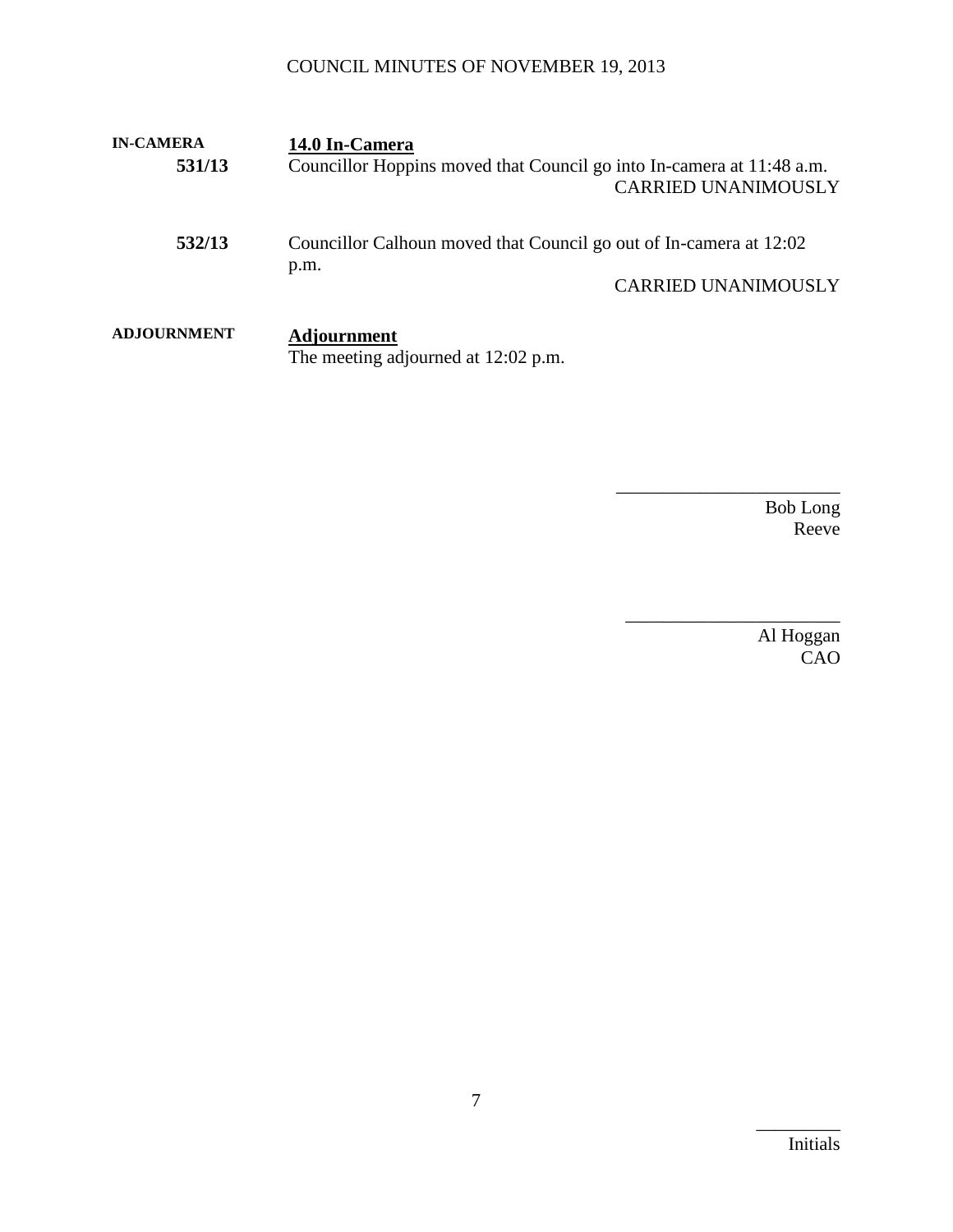**IN-CAMERA**

**14.0 In-Camera**

**531/13** Councillor Hoppins moved that Council go into In-camera at 11:48 a.m.

CARRIED UNANIMOUSLY

**532/13** Councillor Calhoun moved that Council go out of In-camera at 12:02 p.m.

CARRIED UNANIMOUSLY

**ADJOURNMENT**

**Adjournment**

The meeting adjourned at 12:02 p.m.

\_\_\_\_\_\_\_\_\_\_\_\_\_\_\_\_\_\_\_\_\_\_\_\_

Bob Long
Reeve

\_\_\_\_\_\_\_\_\_\_\_\_\_\_\_\_\_\_\_\_\_\_\_\_

Al Hoggan
CAO

\_\_\_\_\_\_\_\_\_

Initials